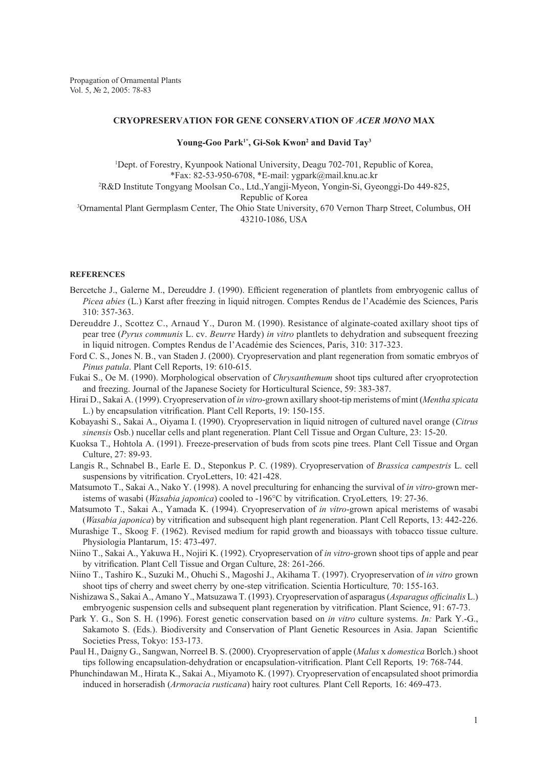# CRYOPRESERVATION FOR GENE CONSERVATION OF *ACER MONO* MAX

**Young-Goo Park[1*], Gi-Sok Kwon[2] and David Tay[3]**

[1]Dept. of Forestry, Kyunpook National University, Deagu 702-701, Republic of Korea, *Fax: 82-53-950-6708, *E-mail: ygpark@mail.knu.ac.kr

[2]R&D Institute Tongyang Moolsan Co., Ltd.,Yangji-Myeon, Yongin-Si, Gyeonggi-Do 449-825, Republic of Korea

[3]Ornamental Plant Germplasm Center, The Ohio State University, 670 Vernon Tharp Street, Columbus, OH 43210-1086, USA

## REFERENCES

Bercetche J., Galerne M., Dereuddre J. (1990). Efficient regeneration of plantlets from embryogenic callus of *Picea abies* (L.) Karst after freezing in liquid nitrogen. Comptes Rendus de l'Académie des Sciences, Paris 310: 357-363.

Dereuddre J., Scottez C., Arnaud Y., Duron M. (1990). Resistance of alginate-coated axillary shoot tips of pear tree (*Pyrus communis* L. cv. *Beurre* Hardy) *in vitro* plantlets to dehydration and subsequent freezing in liquid nitrogen. Comptes Rendus de l'Académie des Sciences, Paris, 310: 317-323.

Ford C. S., Jones N. B., van Staden J. (2000). Cryopreservation and plant regeneration from somatic embryos of *Pinus patula*. Plant Cell Reports, 19: 610-615.

Fukai S., Oe M. (1990). Morphological observation of *Chrysanthemum* shoot tips cultured after cryoprotection and freezing. Journal of the Japanese Society for Horticultural Science, 59: 383-387.

Hirai D., Sakai A. (1999). Cryopreservation of *in vitro*-grown axillary shoot-tip meristems of mint (*Mentha spicata* L.) by encapsulation vitrification. Plant Cell Reports, 19: 150-155.

Kobayashi S., Sakai A., Oiyama I. (1990). Cryopreservation in liquid nitrogen of cultured navel orange (*Citrus sinensis* Osb.) nucellar cells and plant regeneration. Plant Cell Tissue and Organ Culture, 23: 15-20.

Kuoksa T., Hohtola A. (1991). Freeze-preservation of buds from scots pine trees. Plant Cell Tissue and Organ Culture, 27: 89-93.

Langis R., Schnabel B., Earle E. D., Steponkus P. C. (1989). Cryopreservation of *Brassica campestris* L. cell suspensions by vitrification. CryoLetters, 10: 421-428.

Matsumoto T., Sakai A., Nako Y. (1998). A novel preculturing for enhancing the survival of *in vitro*-grown meristems of wasabi (*Wasabia japonica*) cooled to -196°C by vitrification. CryoLetters*,* 19: 27-36.

Matsumoto T., Sakai A., Yamada K. (1994). Cryopreservation of *in vitro*-grown apical meristems of wasabi (*Wasabia japonica*) by vitrification and subsequent high plant regeneration. Plant Cell Reports, 13: 442-226.

Murashige T., Skoog F. (1962). Revised medium for rapid growth and bioassays with tobacco tissue culture. Physiologia Plantarum, 15: 473-497.

Niino T., Sakai A., Yakuwa H., Nojiri K. (1992). Cryopreservation of *in vitro*-grown shoot tips of apple and pear by vitrification. Plant Cell Tissue and Organ Culture, 28: 261-266.

Niino T., Tashiro K., Suzuki M., Ohuchi S., Magoshi J., Akihama T. (1997). Cryopreservation of *in vitro* grown shoot tips of cherry and sweet cherry by one-step vitrification. Scientia Horticulture*,* 70: 155-163.

Nishizawa S., Sakai A., Amano Y., Matsuzawa T. (1993). Cryopreservation of asparagus (*Asparagus officinalis* L.) embryogenic suspension cells and subsequent plant regeneration by vitrification. Plant Science, 91: 67-73.

Park Y. G., Son S. H. (1996). Forest genetic conservation based on *in vitro* culture systems. *In:* Park Y.-G., Sakamoto S. (Eds.). Biodiversity and Conservation of Plant Genetic Resources in Asia. Japan Scientific Societies Press, Tokyo: 153-173.

Paul H., Daigny G., Sangwan, Norreel B. S. (2000). Cryopreservation of apple (*Malus* x *domestica* Borlch.) shoot tips following encapsulation-dehydration or encapsulation-vitrification. Plant Cell Reports*,* 19: 768-744.

Phunchindawan M., Hirata K., Sakai A., Miyamoto K. (1997). Cryopreservation of encapsulated shoot primordia induced in horseradish (*Armoracia rusticana*) hairy root cultures*.* Plant Cell Reports*,* 16: 469-473.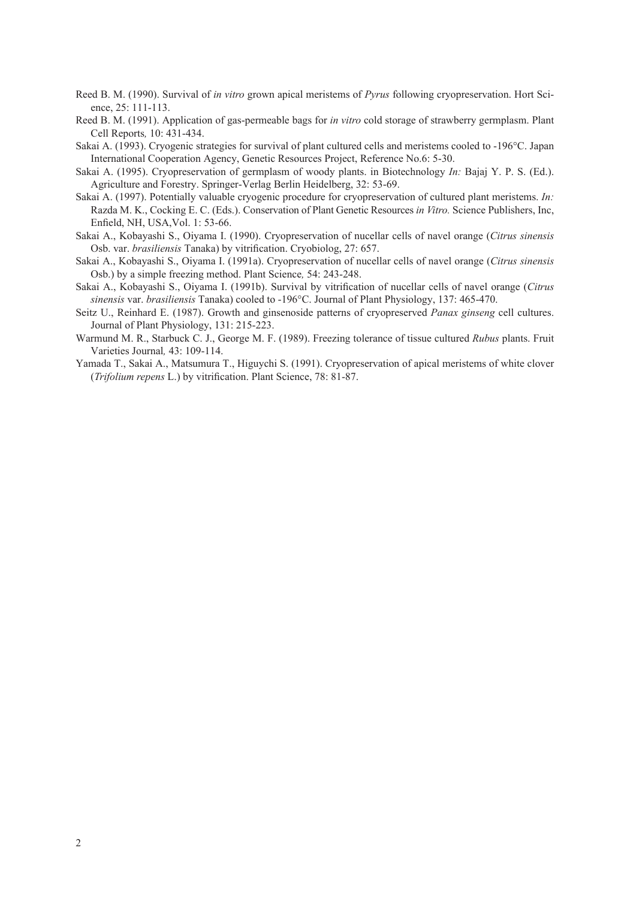Reed B. M. (1990). Survival of *in vitro* grown apical meristems of *Pyrus* following cryopreservation. Hort Science, 25: 111-113.

Reed B. M. (1991). Application of gas-permeable bags for *in vitro* cold storage of strawberry germplasm. Plant Cell Reports*,* 10: 431-434.

Sakai A. (1993). Cryogenic strategies for survival of plant cultured cells and meristems cooled to -196°C. Japan International Cooperation Agency, Genetic Resources Project, Reference No.6: 5-30.

Sakai A. (1995). Cryopreservation of germplasm of woody plants. in Biotechnology *In:* Bajaj Y. P. S. (Ed.). Agriculture and Forestry. Springer-Verlag Berlin Heidelberg, 32: 53-69.

Sakai A. (1997). Potentially valuable cryogenic procedure for cryopreservation of cultured plant meristems. *In:* Razda M. K., Cocking E. C. (Eds.). Conservation of Plant Genetic Resources *in Vitro.* Science Publishers, Inc, Enfield, NH, USA,Vol. 1: 53-66.

Sakai A., Kobayashi S., Oiyama I. (1990). Cryopreservation of nucellar cells of navel orange (*Citrus sinensis* Osb. var. *brasiliensis* Tanaka) by vitrification. Cryobiolog, 27: 657.

Sakai A., Kobayashi S., Oiyama I. (1991a). Cryopreservation of nucellar cells of navel orange (*Citrus sinensis* Osb.) by a simple freezing method. Plant Science*,* 54: 243-248.

Sakai A., Kobayashi S., Oiyama I. (1991b). Survival by vitrification of nucellar cells of navel orange (*Citrus sinensis* var. *brasiliensis* Tanaka) cooled to -196°C. Journal of Plant Physiology, 137: 465-470.

Seitz U., Reinhard E. (1987). Growth and ginsenoside patterns of cryopreserved *Panax ginseng* cell cultures. Journal of Plant Physiology, 131: 215-223.

Warmund M. R., Starbuck C. J., George M. F. (1989). Freezing tolerance of tissue cultured *Rubus* plants. Fruit Varieties Journal*,* 43: 109-114.

Yamada T., Sakai A., Matsumura T., Higuychi S. (1991). Cryopreservation of apical meristems of white clover (*Trifolium repens* L.) by vitrification. Plant Science, 78: 81-87.